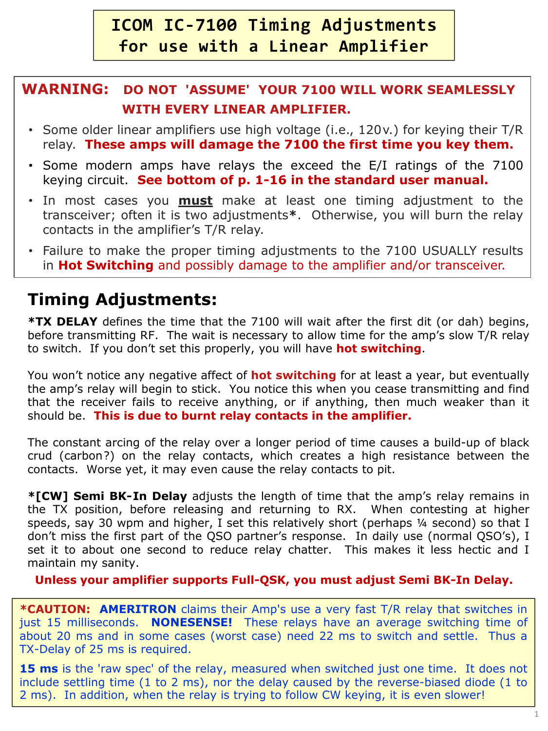# ICOM IC-7100 Timing Adjustments for use with a Linear Amplifier

**WARNING: DO NOT 'ASSUME' YOUR 7100 WILL WORK SEAMLESSLY WITH EVERY LINEAR AMPLIFIER.**

- Some older linear amplifiers use high voltage (i.e., 120v.) for keying their T/R relay. **These amps will damage the 7100 the first time you key them.**
- Some modern amps have relays the exceed the E/I ratings of the 7100 keying circuit. **See bottom of p. 1-16 in the standard user manual.**
- In most cases you **must** make at least one timing adjustment to the transceiver; often it is two adjustments**\***. Otherwise, you will burn the relay contacts in the amplifier's T/R relay.
- Failure to make the proper timing adjustments to the 7100 USUALLY results in **Hot Switching** and possibly damage to the amplifier and/or transceiver.

## Timing Adjustments:

**\*TX DELAY** defines the time that the 7100 will wait after the first dit (or dah) begins, before transmitting RF. The wait is necessary to allow time for the amp's slow T/R relay to switch. If you don't set this properly, you will have **hot switching**.

You won't notice any negative affect of **hot switching** for at least a year, but eventually the amp's relay will begin to stick. You notice this when you cease transmitting and find that the receiver fails to receive anything, or if anything, then much weaker than it should be. **This is due to burnt relay contacts in the amplifier.**

The constant arcing of the relay over a longer period of time causes a build-up of black crud (carbon?) on the relay contacts, which creates a high resistance between the contacts. Worse yet, it may even cause the relay contacts to pit.

**\*[CW] Semi BK-In Delay** adjusts the length of time that the amp's relay remains in the TX position, before releasing and returning to RX. When contesting at higher speeds, say 30 wpm and higher, I set this relatively short (perhaps ¼ second) so that I don't miss the first part of the QSO partner's response. In daily use (normal QSO's), I set it to about one second to reduce relay chatter. This makes it less hectic and I maintain my sanity.

**Unless your amplifier supports Full-QSK, you must adjust Semi BK-In Delay.**

**\*CAUTION: AMERITRON** claims their Amp's use a very fast T/R relay that switches in just 15 milliseconds. **NONESENSE!** These relays have an average switching time of about 20 ms and in some cases (worst case) need 22 ms to switch and settle. Thus a TX-Delay of 25 ms is required.

**15 ms** is the 'raw spec' of the relay, measured when switched just one time. It does not include settling time (1 to 2 ms), nor the delay caused by the reverse-biased diode (1 to 2 ms). In addition, when the relay is trying to follow CW keying, it is even slower!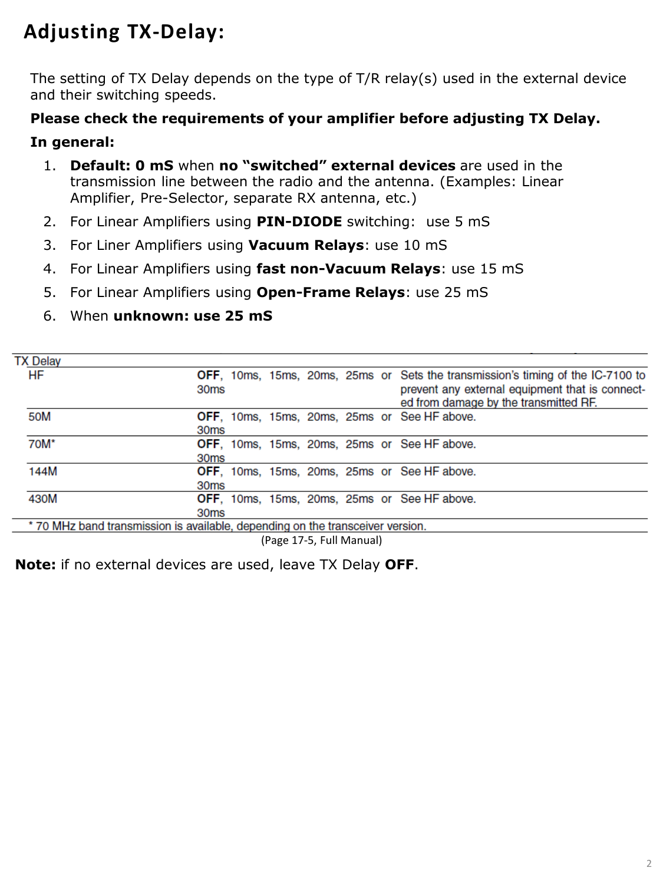# Adjusting TX-Delay:

The setting of TX Delay depends on the type of T/R relay(s) used in the external device and their switching speeds.

**Please check the requirements of your amplifier before adjusting TX Delay.**

**In general:**

1. **Default: 0 mS** when **no "switched" external devices** are used in the transmission line between the radio and the antenna. (Examples: Linear Amplifier, Pre-Selector, separate RX antenna, etc.)
2. For Linear Amplifiers using **PIN-DIODE** switching:  use 5 mS
3. For Liner Amplifiers using **Vacuum Relays**: use 10 mS
4. For Linear Amplifiers using **fast non-Vacuum Relays**: use 15 mS
5. For Linear Amplifiers using **Open-Frame Relays**: use 25 mS
6. When **unknown: use 25 mS**

| TX Delay | | |
|---|---|---|
| HF | **OFF**, 10ms, 15ms, 20ms, 25ms or 30ms | Sets the transmission's timing of the IC-7100 to prevent any external equipment that is connected from damage by the transmitted RF. |
| 50M | **OFF**, 10ms, 15ms, 20ms, 25ms or 30ms | See HF above. |
| 70M* | **OFF**, 10ms, 15ms, 20ms, 25ms or 30ms | See HF above. |
| 144M | **OFF**, 10ms, 15ms, 20ms, 25ms or 30ms | See HF above. |
| 430M | **OFF**, 10ms, 15ms, 20ms, 25ms or 30ms | See HF above. |

\* 70 MHz band transmission is available, depending on the transceiver version.

(Page 17-5, Full Manual)

**Note:** if no external devices are used, leave TX Delay **OFF**.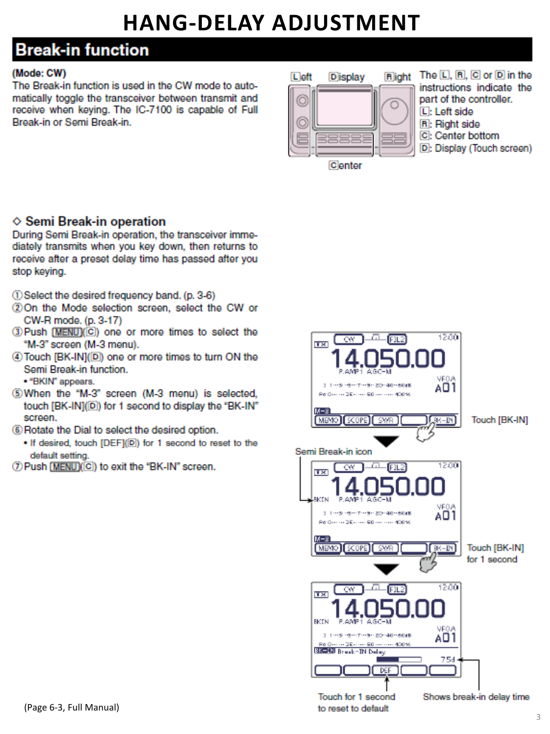# HANG-DELAY ADJUSTMENT

## Break-in function

**(Mode: CW)**
The Break-in function is used in the CW mode to automatically toggle the transceiver between transmit and receive when keying. The IC-7100 is capable of Full Break-in or Semi Break-in.

The [L], [R], [C] or [D] in the instructions indicate the part of the controller.
[L]: Left side
[R]: Right side
[C]: Center bottom
[D]: Display (Touch screen)

### ◇ Semi Break-in operation

During Semi Break-in operation, the transceiver immediately transmits when you key down, then returns to receive after a preset delay time has passed after you stop keying.

① Select the desired frequency band. (p. 3-6)
② On the Mode selection screen, select the CW or CW-R mode. (p. 3-17)
③ Push [MENU]([C]) one or more times to select the "M-3" screen (M-3 menu).
④ Touch [BK-IN]([D]) one or more times to turn ON the Semi Break-in function.
- "BKIN" appears.

⑤ When the "M-3" screen (M-3 menu) is selected, touch [BK-IN]([D]) for 1 second to display the "BK-IN" screen.
⑥ Rotate the Dial to select the desired option.
- If desired, touch [DEF]([D]) for 1 second to reset to the default setting.

⑦ Push [MENU]([C]) to exit the "BK-IN" screen.

Touch [BK-IN]

Semi Break-in icon

Touch [BK-IN] for 1 second

Touch for 1 second to reset to default

Shows break-in delay time

(Page 6-3, Full Manual)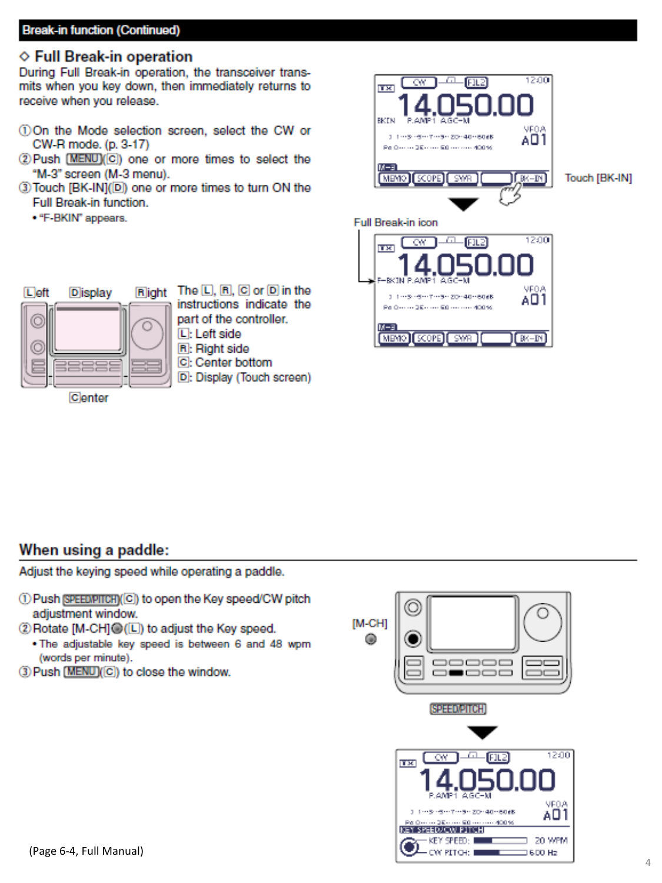## Break-in function (Continued)

### ◇ Full Break-in operation

During Full Break-in operation, the transceiver transmits when you key down, then immediately returns to receive when you release.

① On the Mode selection screen, select the CW or CW-R mode. (p. 3-17)

② Push [MENU](C) one or more times to select the "M-3" screen (M-3 menu).

③ Touch [BK-IN](D) one or more times to turn ON the Full Break-in function.

- "F-BKIN" appears.

Touch [BK-IN]

Full Break-in icon

Left Display Right

Center

The L, R, C or D in the instructions indicate the part of the controller.

L: Left side
R: Right side
C: Center bottom
D: Display (Touch screen)

## When using a paddle:

Adjust the keying speed while operating a paddle.

① Push [SPEED/PITCH](C) to open the Key speed/CW pitch adjustment window.

② Rotate [M-CH](L) to adjust the Key speed.

- The adjustable key speed is between 6 and 48 wpm (words per minute).

③ Push [MENU](C) to close the window.

[M-CH]

[SPEED/PITCH]

(Page 6-4, Full Manual)